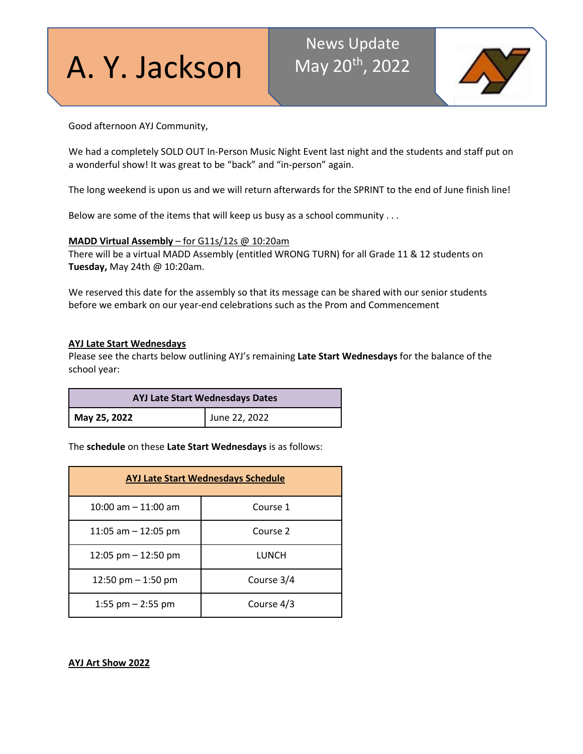# A. Y. Jackson

## News Update May 20th, 2022

Good afternoon AYJ Community,

We had a completely SOLD OUT In-Person Music Night Event last night and the students and staff put on a wonderful show! It was great to be "back" and "in-person" again.

The long weekend is upon us and we will return afterwards for the SPRINT to the end of June finish line!

Below are some of the items that will keep us busy as a school community . . .

**MADD Virtual Assembly** – for G11s/12s @ 10:20am

There will be a virtual MADD Assembly (entitled WRONG TURN) for all Grade 11 & 12 students on **Tuesday,** May 24th @ 10:20am.

We reserved this date for the assembly so that its message can be shared with our senior students before we embark on our year-end celebrations such as the Prom and Commencement

**AYJ Late Start Wednesdays**

Please see the charts below outlining AYJ's remaining **Late Start Wednesdays** for the balance of the school year:

| AYJ Late Start Wednesdays Dates | |
|---|---|
| **May 25, 2022** | June 22, 2022 |

The **schedule** on these **Late Start Wednesdays** is as follows:

| AYJ Late Start Wednesdays Schedule | |
|---|---|
| 10:00 am – 11:00 am | Course 1 |
| 11:05 am – 12:05 pm | Course 2 |
| 12:05 pm – 12:50 pm | LUNCH |
| 12:50 pm – 1:50 pm | Course 3/4 |
| 1:55 pm – 2:55 pm | Course 4/3 |

**AYJ Art Show 2022**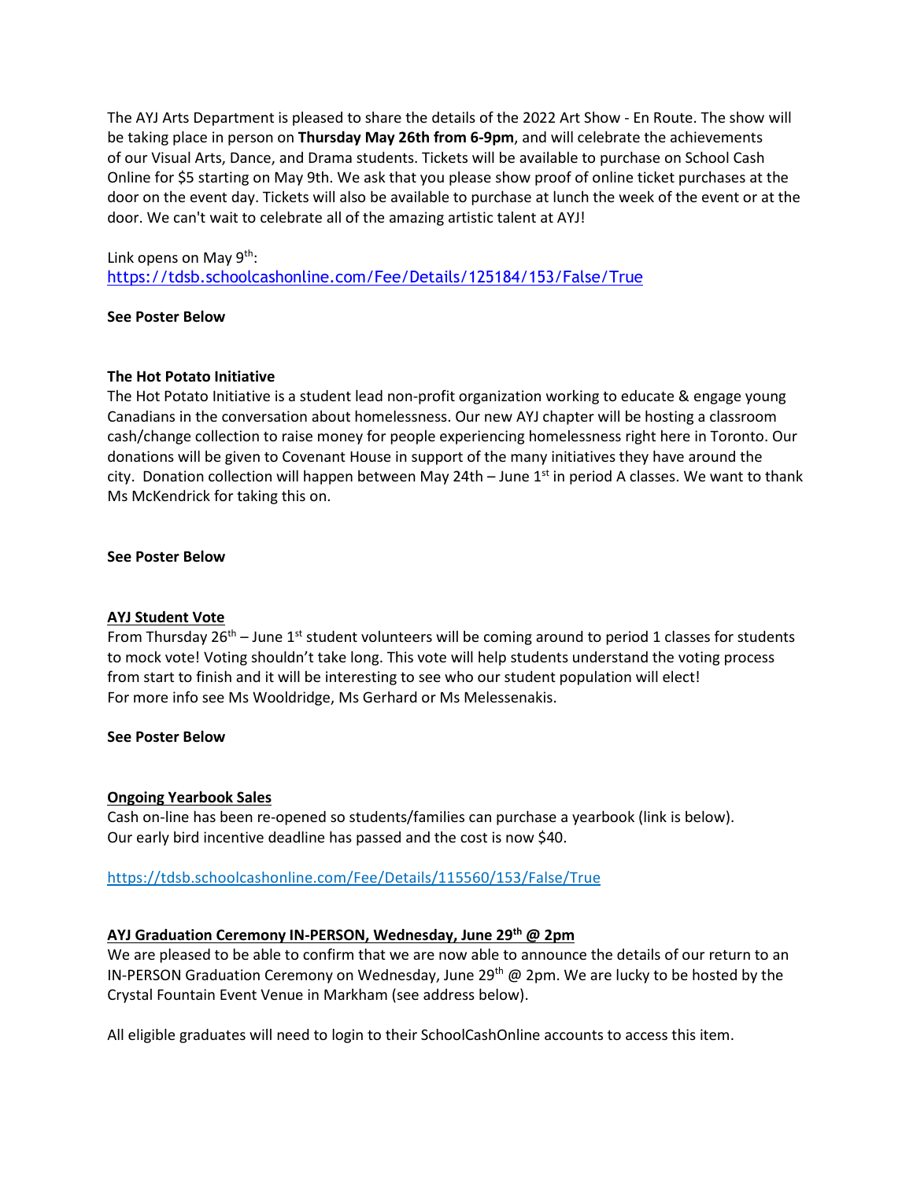The AYJ Arts Department is pleased to share the details of the 2022 Art Show - En Route. The show will be taking place in person on **Thursday May 26th from 6-9pm**, and will celebrate the achievements of our Visual Arts, Dance, and Drama students. Tickets will be available to purchase on School Cash Online for $5 starting on May 9th. We ask that you please show proof of online ticket purchases at the door on the event day. Tickets will also be available to purchase at lunch the week of the event or at the door. We can't wait to celebrate all of the amazing artistic talent at AYJ!

Link opens on May 9th:
https://tdsb.schoolcashonline.com/Fee/Details/125184/153/False/True

**See Poster Below**

**The Hot Potato Initiative**

The Hot Potato Initiative is a student lead non-profit organization working to educate & engage young Canadians in the conversation about homelessness. Our new AYJ chapter will be hosting a classroom cash/change collection to raise money for people experiencing homelessness right here in Toronto. Our donations will be given to Covenant House in support of the many initiatives they have around the city. Donation collection will happen between May 24th – June 1st in period A classes. We want to thank Ms McKendrick for taking this on.

**See Poster Below**

**AYJ Student Vote**

From Thursday 26th – June 1st student volunteers will be coming around to period 1 classes for students to mock vote! Voting shouldn't take long. This vote will help students understand the voting process from start to finish and it will be interesting to see who our student population will elect!
For more info see Ms Wooldridge, Ms Gerhard or Ms Melessenakis.

**See Poster Below**

**Ongoing Yearbook Sales**

Cash on-line has been re-opened so students/families can purchase a yearbook (link is below).
Our early bird incentive deadline has passed and the cost is now $40.

https://tdsb.schoolcashonline.com/Fee/Details/115560/153/False/True

**AYJ Graduation Ceremony IN-PERSON, Wednesday, June 29th @ 2pm**

We are pleased to be able to confirm that we are now able to announce the details of our return to an IN-PERSON Graduation Ceremony on Wednesday, June 29th @ 2pm. We are lucky to be hosted by the Crystal Fountain Event Venue in Markham (see address below).

All eligible graduates will need to login to their SchoolCashOnline accounts to access this item.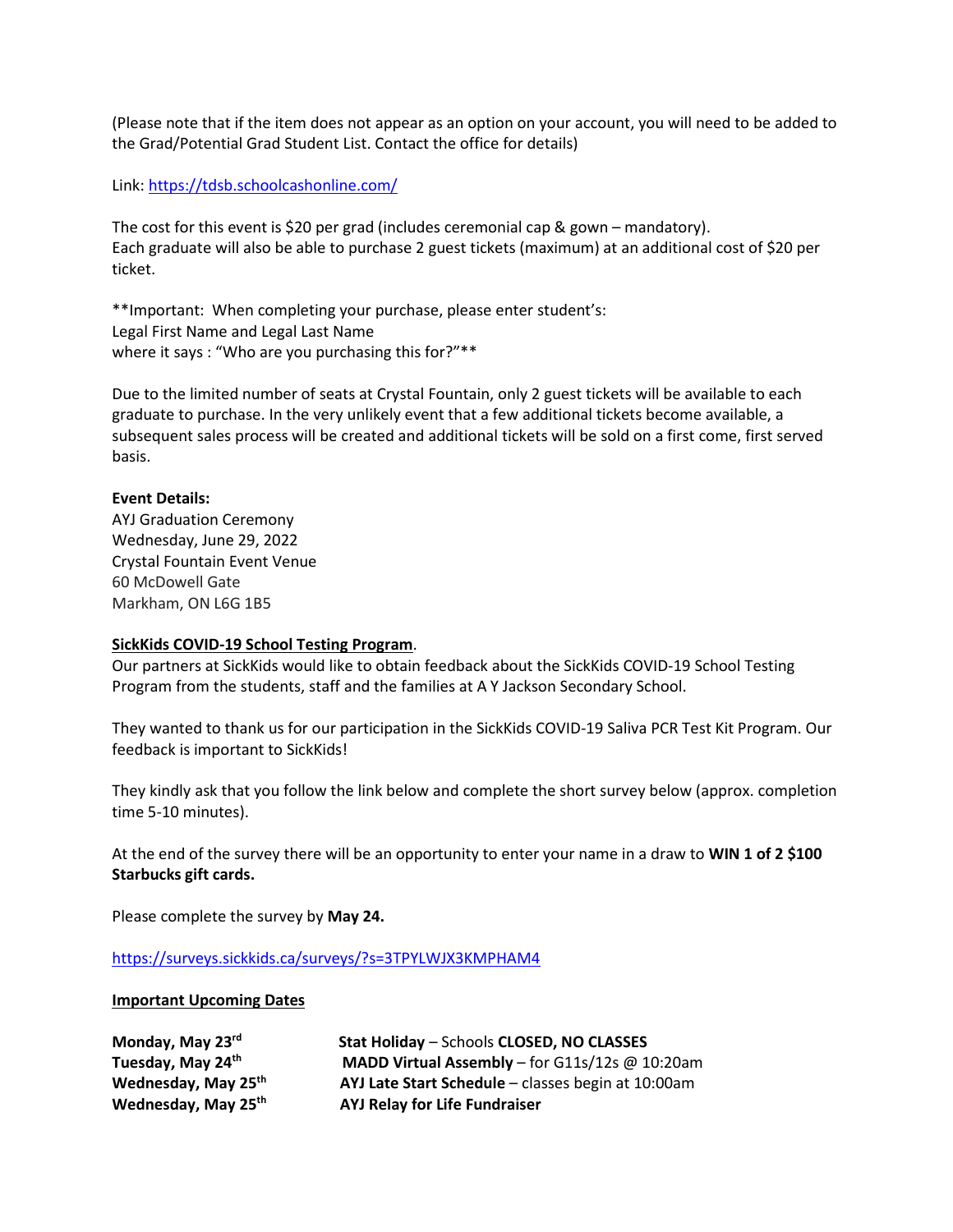(Please note that if the item does not appear as an option on your account, you will need to be added to the Grad/Potential Grad Student List. Contact the office for details)

Link: [https://tdsb.schoolcashonline.com/](https://tdsb.schoolcashonline.com/)

The cost for this event is $20 per grad (includes ceremonial cap & gown – mandatory).
Each graduate will also be able to purchase 2 guest tickets (maximum) at an additional cost of $20 per ticket.

**Important: When completing your purchase, please enter student's:
Legal First Name and Legal Last Name
where it says : "Who are you purchasing this for?"**

Due to the limited number of seats at Crystal Fountain, only 2 guest tickets will be available to each graduate to purchase. In the very unlikely event that a few additional tickets become available, a subsequent sales process will be created and additional tickets will be sold on a first come, first served basis.

**Event Details:**
AYJ Graduation Ceremony
Wednesday, June 29, 2022
Crystal Fountain Event Venue
60 McDowell Gate
Markham, ON L6G 1B5

**SickKids COVID-19 School Testing Program**.
Our partners at SickKids would like to obtain feedback about the SickKids COVID-19 School Testing Program from the students, staff and the families at A Y Jackson Secondary School.

They wanted to thank us for our participation in the SickKids COVID-19 Saliva PCR Test Kit Program. Our feedback is important to SickKids!

They kindly ask that you follow the link below and complete the short survey below (approx. completion time 5-10 minutes).

At the end of the survey there will be an opportunity to enter your name in a draw to **WIN 1 of 2 $100 Starbucks gift cards.**

Please complete the survey by **May 24.**

[https://surveys.sickkids.ca/surveys/?s=3TPYLWJX3KMPHAM4](https://surveys.sickkids.ca/surveys/?s=3TPYLWJX3KMPHAM4)

**Important Upcoming Dates**

| | |
|---|---|
| **Monday, May 23rd** | **Stat Holiday** – Schools **CLOSED, NO CLASSES** |
| **Tuesday, May 24th** | **MADD Virtual Assembly** – for G11s/12s @ 10:20am |
| **Wednesday, May 25th** | **AYJ Late Start Schedule** – classes begin at 10:00am |
| **Wednesday, May 25th** | **AYJ Relay for Life Fundraiser** |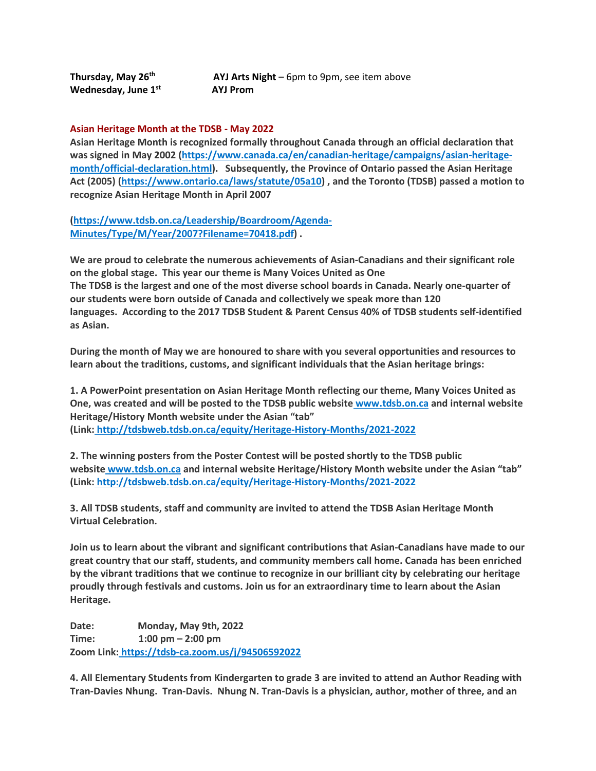**Thursday, May 26th** **AYJ Arts Night** – 6pm to 9pm, see item above
**Wednesday, June 1st** **AYJ Prom**

## Asian Heritage Month at the TDSB - May 2022

**Asian Heritage Month is recognized formally throughout Canada through an official declaration that was signed in May 2002 (https://www.canada.ca/en/canadian-heritage/campaigns/asian-heritage-month/official-declaration.html). Subsequently, the Province of Ontario passed the Asian Heritage Act (2005) (https://www.ontario.ca/laws/statute/05a10) , and the Toronto (TDSB) passed a motion to recognize Asian Heritage Month in April 2007**

**(https://www.tdsb.on.ca/Leadership/Boardroom/Agenda-Minutes/Type/M/Year/2007?Filename=70418.pdf) .**

**We are proud to celebrate the numerous achievements of Asian-Canadians and their significant role on the global stage. This year our theme is Many Voices United as One**
**The TDSB is the largest and one of the most diverse school boards in Canada. Nearly one-quarter of our students were born outside of Canada and collectively we speak more than 120 languages. According to the 2017 TDSB Student & Parent Census 40% of TDSB students self-identified as Asian.**

**During the month of May we are honoured to share with you several opportunities and resources to learn about the traditions, customs, and significant individuals that the Asian heritage brings:**

**1. A PowerPoint presentation on Asian Heritage Month reflecting our theme, Many Voices United as One, was created and will be posted to the TDSB public website www.tdsb.on.ca and internal website Heritage/History Month website under the Asian "tab"**
**(Link: http://tdsbweb.tdsb.on.ca/equity/Heritage-History-Months/2021-2022**

**2. The winning posters from the Poster Contest will be posted shortly to the TDSB public website www.tdsb.on.ca and internal website Heritage/History Month website under the Asian "tab"**
**(Link: http://tdsbweb.tdsb.on.ca/equity/Heritage-History-Months/2021-2022**

**3. All TDSB students, staff and community are invited to attend the TDSB Asian Heritage Month Virtual Celebration.**

**Join us to learn about the vibrant and significant contributions that Asian-Canadians have made to our great country that our staff, students, and community members call home. Canada has been enriched by the vibrant traditions that we continue to recognize in our brilliant city by celebrating our heritage proudly through festivals and customs. Join us for an extraordinary time to learn about the Asian Heritage.**

**Date: Monday, May 9th, 2022**
**Time: 1:00 pm – 2:00 pm**
**Zoom Link: https://tdsb-ca.zoom.us/j/94506592022**

**4. All Elementary Students from Kindergarten to grade 3 are invited to attend an Author Reading with Tran-Davies Nhung. Tran-Davis. Nhung N. Tran-Davis is a physician, author, mother of three, and an**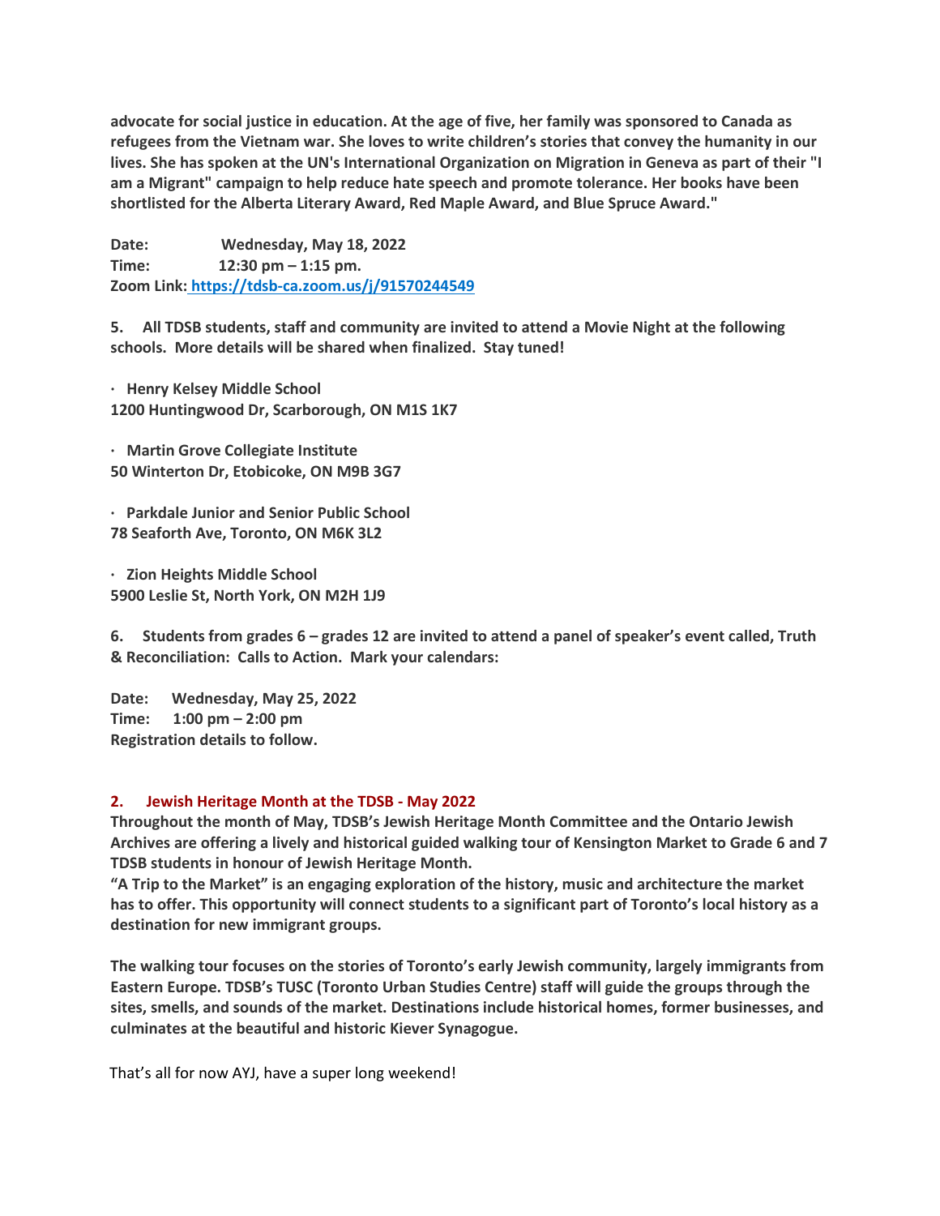**advocate for social justice in education. At the age of five, her family was sponsored to Canada as refugees from the Vietnam war. She loves to write children's stories that convey the humanity in our lives. She has spoken at the UN's International Organization on Migration in Geneva as part of their "I am a Migrant" campaign to help reduce hate speech and promote tolerance. Her books have been shortlisted for the Alberta Literary Award, Red Maple Award, and Blue Spruce Award."**

**Date: Wednesday, May 18, 2022**
**Time: 12:30 pm – 1:15 pm.**
**Zoom Link: [https://tdsb-ca.zoom.us/j/91570244549](https://tdsb-ca.zoom.us/j/91570244549)**

**5. All TDSB students, staff and community are invited to attend a Movie Night at the following schools. More details will be shared when finalized. Stay tuned!**

- **Henry Kelsey Middle School**
  **1200 Huntingwood Dr, Scarborough, ON M1S 1K7**

- **Martin Grove Collegiate Institute**
  **50 Winterton Dr, Etobicoke, ON M9B 3G7**

- **Parkdale Junior and Senior Public School**
  **78 Seaforth Ave, Toronto, ON M6K 3L2**

- **Zion Heights Middle School**
  **5900 Leslie St, North York, ON M2H 1J9**

**6. Students from grades 6 – grades 12 are invited to attend a panel of speaker's event called, Truth & Reconciliation: Calls to Action. Mark your calendars:**

**Date: Wednesday, May 25, 2022**
**Time: 1:00 pm – 2:00 pm**
**Registration details to follow.**

## 2. Jewish Heritage Month at the TDSB - May 2022

**Throughout the month of May, TDSB's Jewish Heritage Month Committee and the Ontario Jewish Archives are offering a lively and historical guided walking tour of Kensington Market to Grade 6 and 7 TDSB students in honour of Jewish Heritage Month.**
**"A Trip to the Market" is an engaging exploration of the history, music and architecture the market has to offer. This opportunity will connect students to a significant part of Toronto's local history as a destination for new immigrant groups.**

**The walking tour focuses on the stories of Toronto's early Jewish community, largely immigrants from Eastern Europe. TDSB's TUSC (Toronto Urban Studies Centre) staff will guide the groups through the sites, smells, and sounds of the market. Destinations include historical homes, former businesses, and culminates at the beautiful and historic Kiever Synagogue.**

That's all for now AYJ, have a super long weekend!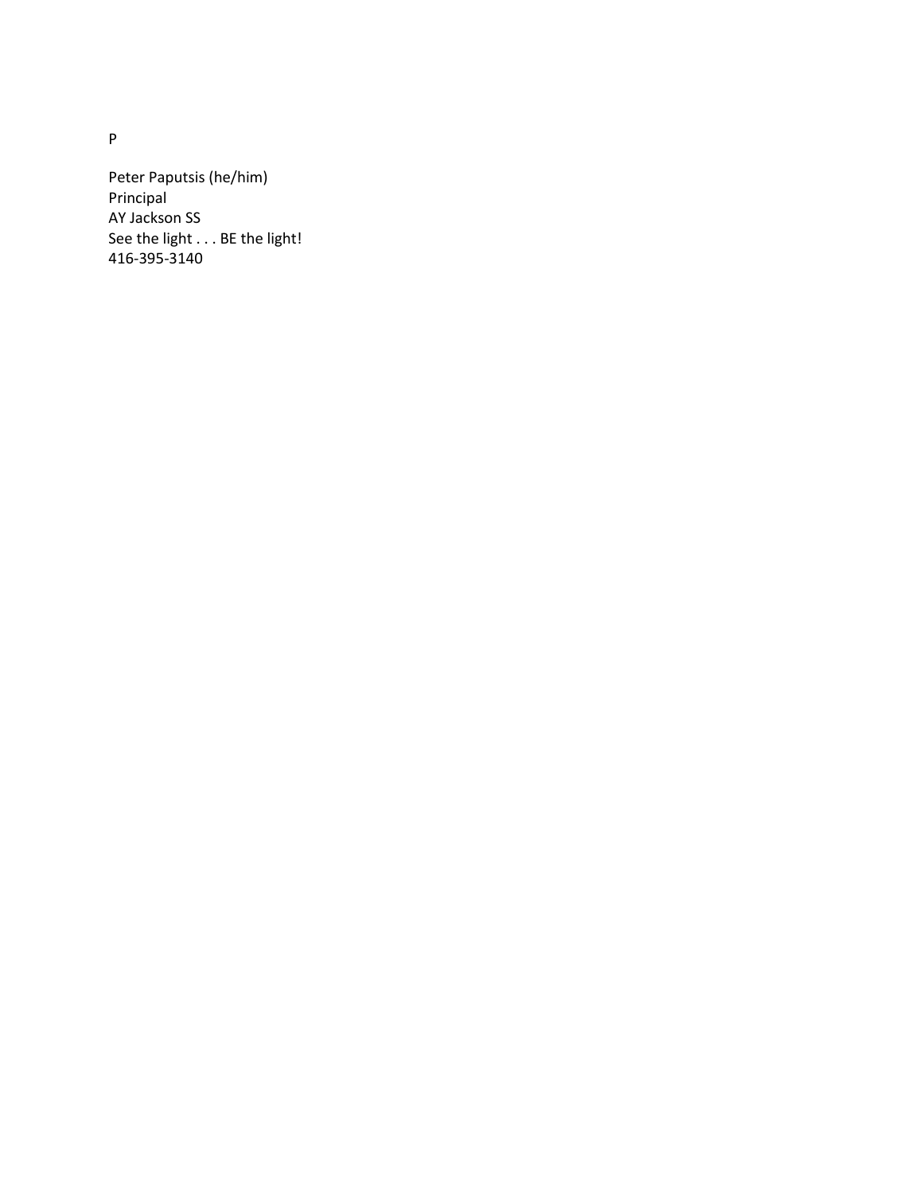P

Peter Paputsis (he/him)
Principal
AY Jackson SS
See the light . . . BE the light!
416-395-3140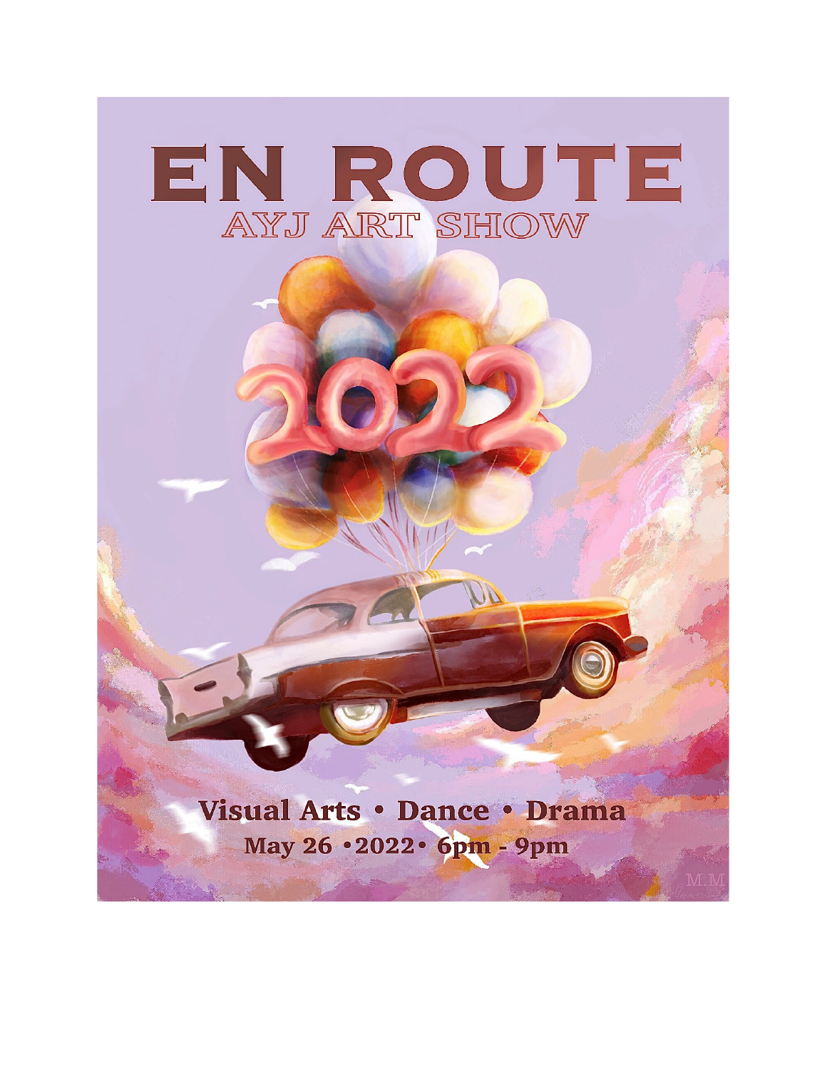# EN ROUTE

## AYJ ART SHOW

2022

**Visual Arts • Dance • Drama**

**May 26 •2022• 6pm - 9pm**

M.M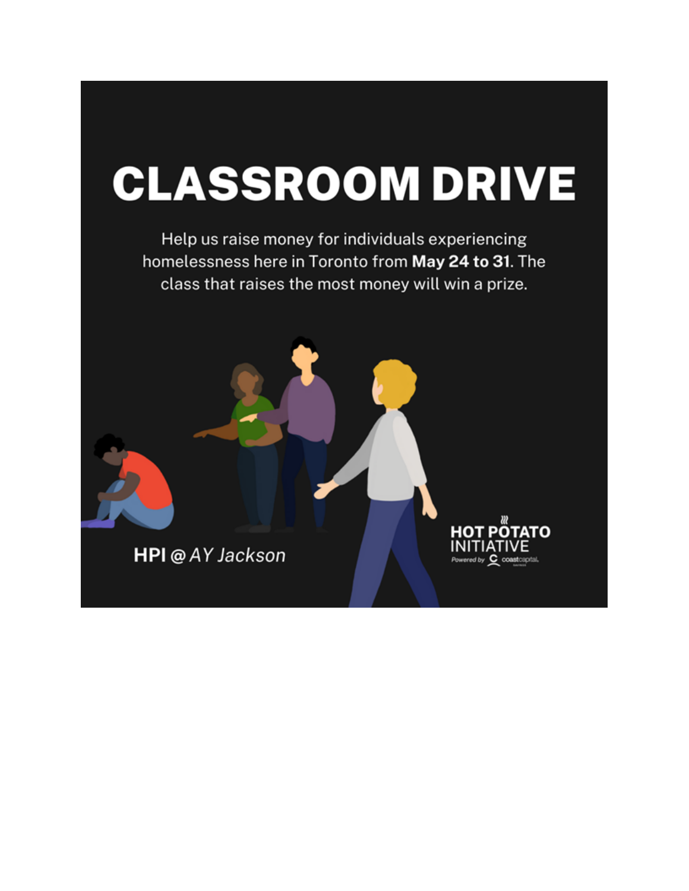# CLASSROOM DRIVE

Help us raise money for individuals experiencing homelessness here in Toronto from **May 24 to 31**. The class that raises the most money will win a prize.

**HPI** @ *AY Jackson*

HOT POTATO INITIATIVE

Powered by coastcapital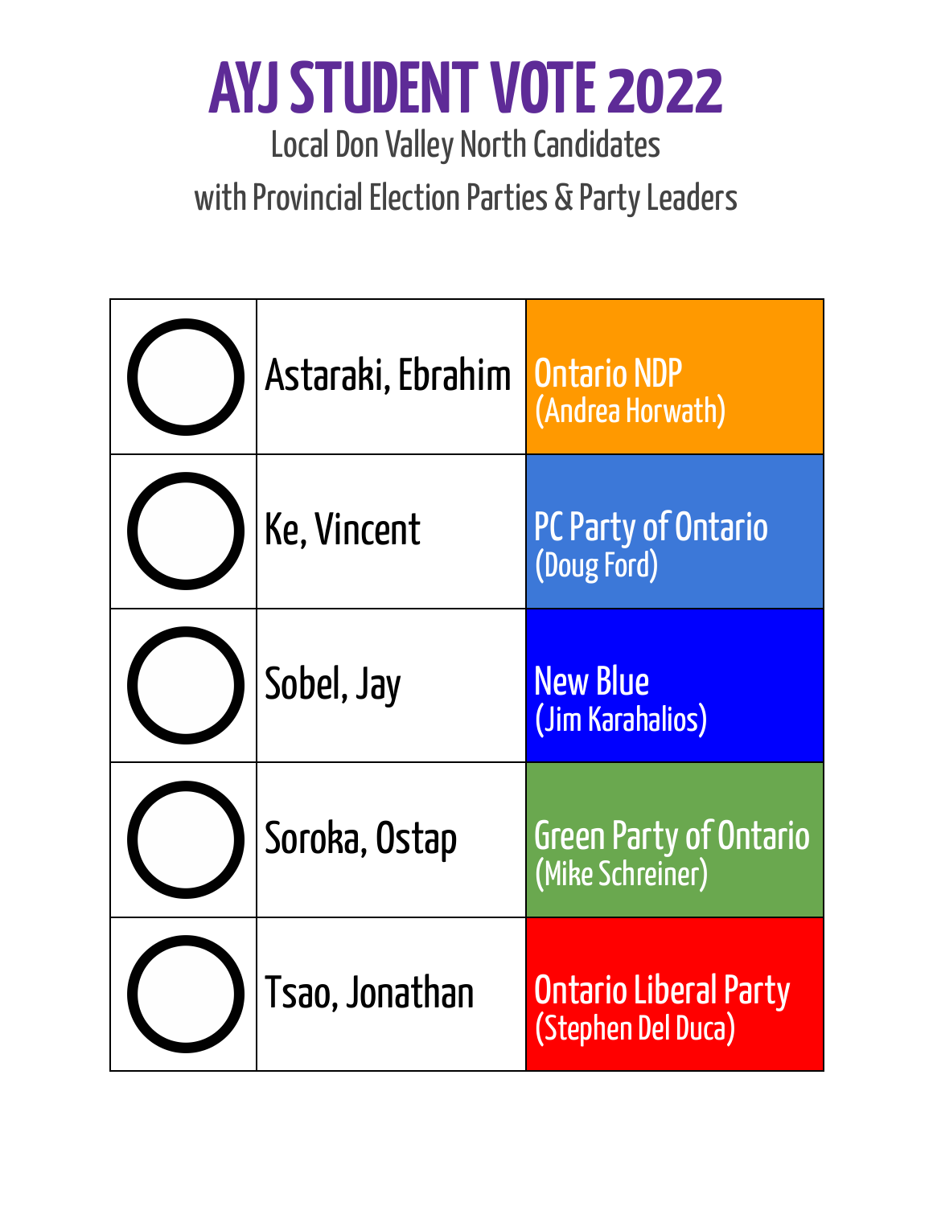# AYJ STUDENT VOTE 2022

Local Don Valley North Candidates

with Provincial Election Parties & Party Leaders

| | | |
|---|---|---|
| ◯ | Astaraki, Ebrahim | Ontario NDP (Andrea Horwath) |
| ◯ | Ke, Vincent | PC Party of Ontario (Doug Ford) |
| ◯ | Sobel, Jay | New Blue (Jim Karahalios) |
| ◯ | Soroka, Ostap | Green Party of Ontario (Mike Schreiner) |
| ◯ | Tsao, Jonathan | Ontario Liberal Party (Stephen Del Duca) |